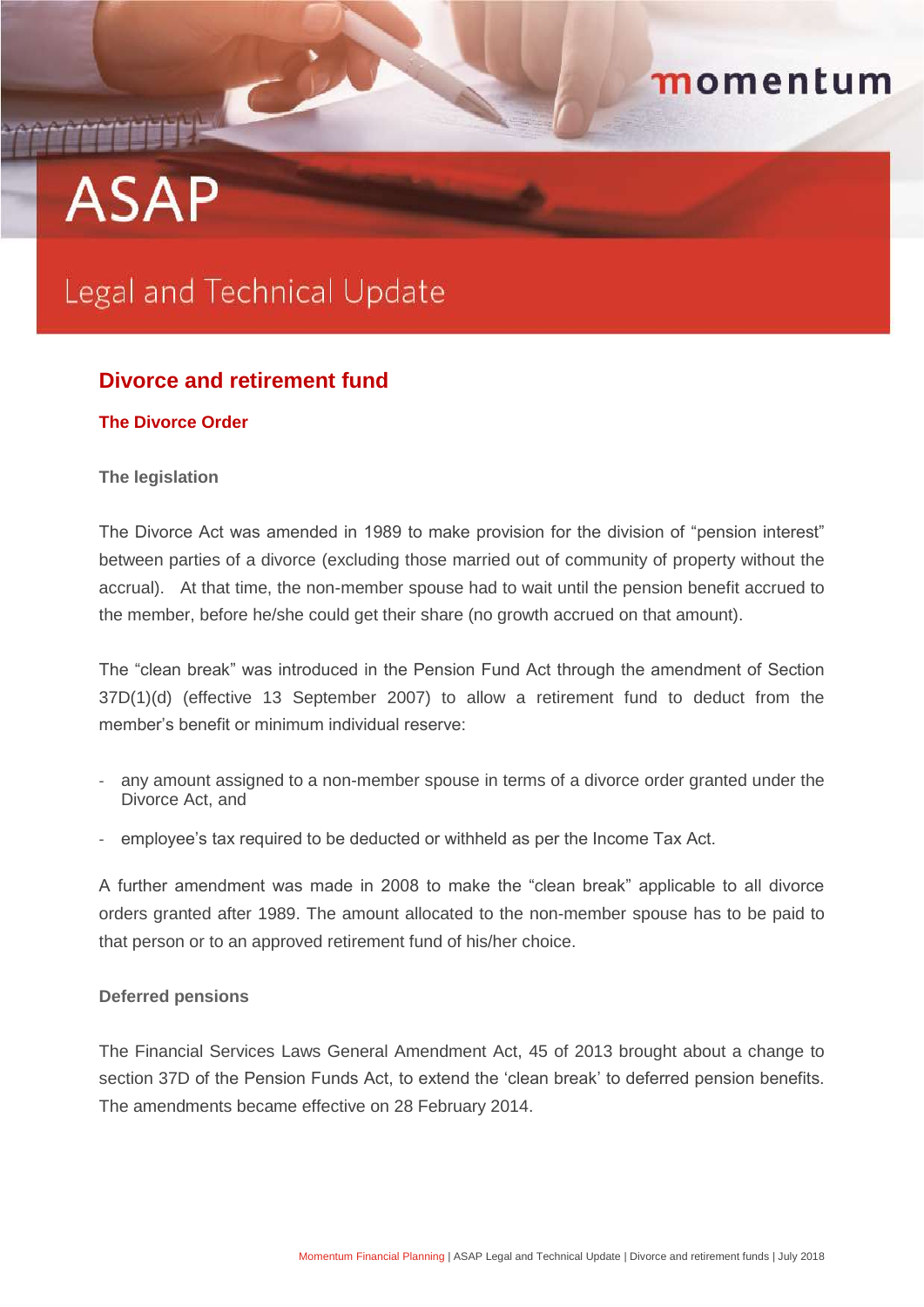momentum

# ASAP

Legal and Technical Update

## Divorce and retirement fund

### The Divorce Order

#### The legislation

The Divorce Act was amended in 1989 to make provision for the division of "pension interest" between parties of a divorce (excluding those married out of community of property without the accrual). At that time, the non-member spouse had to wait until the pension benefit accrued to the member, before he/she could get their share (no growth accrued on that amount).

The "clean break" was introduced in the Pension Fund Act through the amendment of Section 37D(1)(d) (effective 13 September 2007) to allow a retirement fund to deduct from the member's benefit or minimum individual reserve:

- any amount assigned to a non-member spouse in terms of a divorce order granted under the Divorce Act, and
- employee's tax required to be deducted or withheld as per the Income Tax Act.

A further amendment was made in 2008 to make the "clean break" applicable to all divorce orders granted after 1989. The amount allocated to the non-member spouse has to be paid to that person or to an approved retirement fund of his/her choice.

#### Deferred pensions

The Financial Services Laws General Amendment Act, 45 of 2013 brought about a change to section 37D of the Pension Funds Act, to extend the 'clean break' to deferred pension benefits. The amendments became effective on 28 February 2014.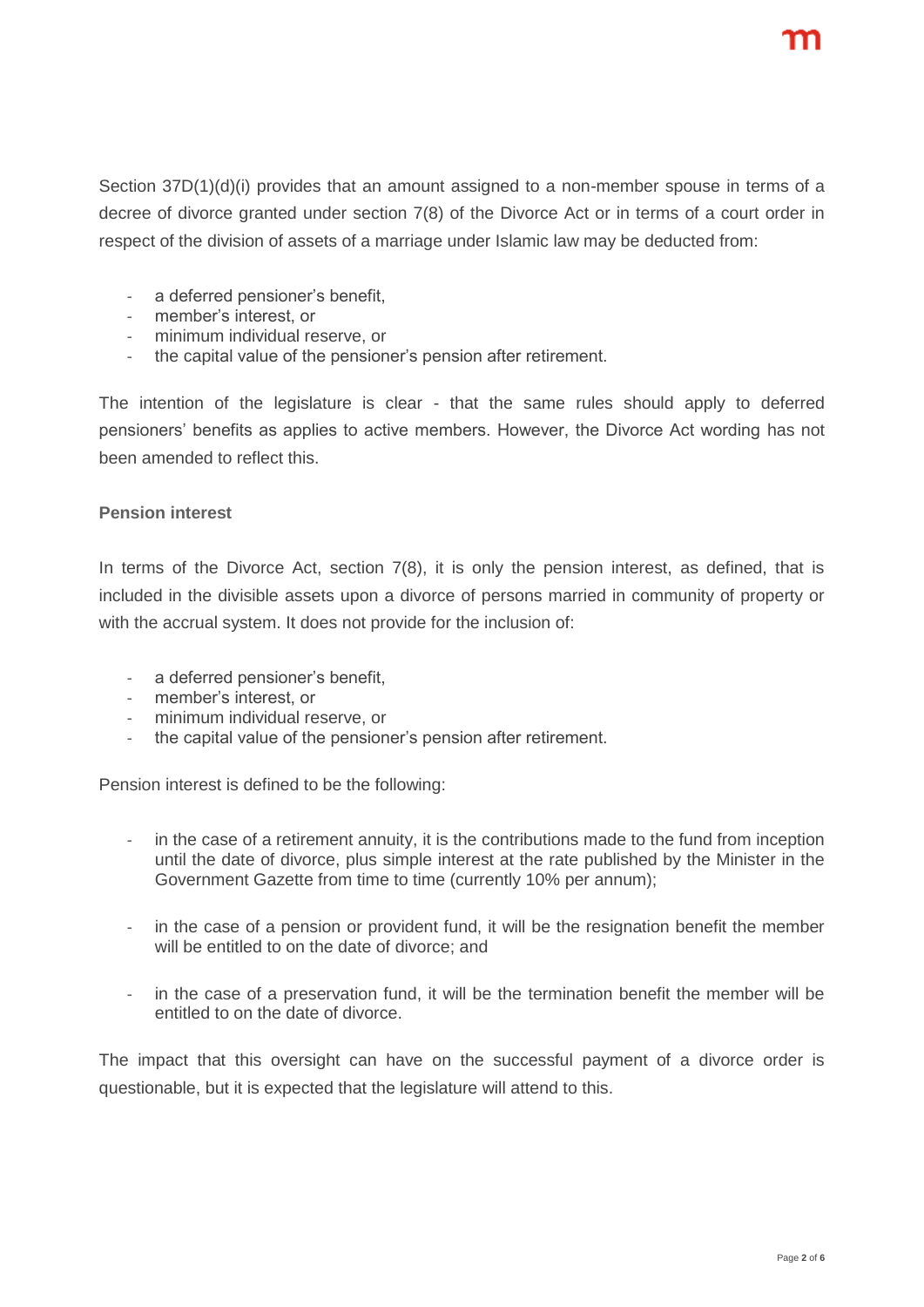Section 37D(1)(d)(i) provides that an amount assigned to a non-member spouse in terms of a decree of divorce granted under section 7(8) of the Divorce Act or in terms of a court order in respect of the division of assets of a marriage under Islamic law may be deducted from:

- a deferred pensioner's benefit,
- member's interest, or
- minimum individual reserve, or
- the capital value of the pensioner's pension after retirement.

The intention of the legislature is clear - that the same rules should apply to deferred pensioners' benefits as applies to active members. However, the Divorce Act wording has not been amended to reflect this.

**Pension interest**

In terms of the Divorce Act, section 7(8), it is only the pension interest, as defined, that is included in the divisible assets upon a divorce of persons married in community of property or with the accrual system. It does not provide for the inclusion of:

- a deferred pensioner's benefit,
- member's interest, or
- minimum individual reserve, or
- the capital value of the pensioner's pension after retirement.

Pension interest is defined to be the following:

- in the case of a retirement annuity, it is the contributions made to the fund from inception until the date of divorce, plus simple interest at the rate published by the Minister in the Government Gazette from time to time (currently 10% per annum);
- in the case of a pension or provident fund, it will be the resignation benefit the member will be entitled to on the date of divorce; and
- in the case of a preservation fund, it will be the termination benefit the member will be entitled to on the date of divorce.

The impact that this oversight can have on the successful payment of a divorce order is questionable, but it is expected that the legislature will attend to this.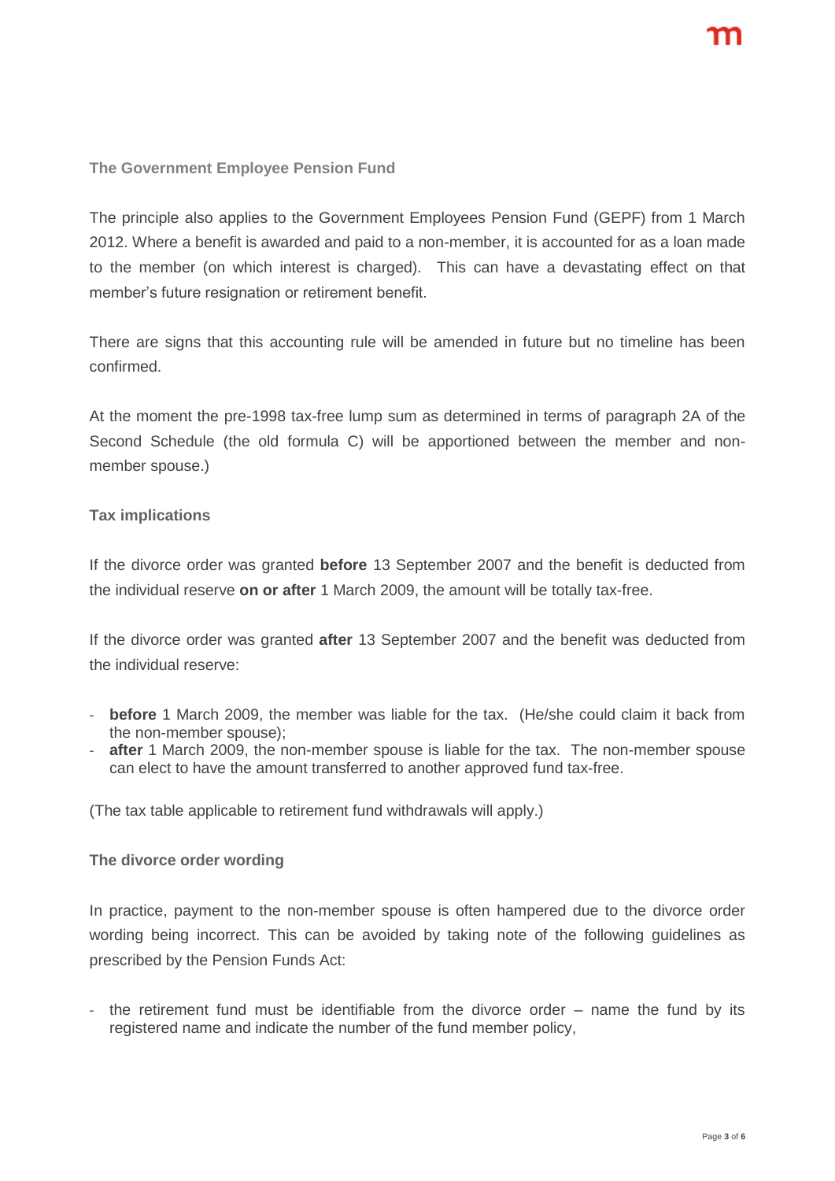**The Government Employee Pension Fund**

The principle also applies to the Government Employees Pension Fund (GEPF) from 1 March 2012. Where a benefit is awarded and paid to a non-member, it is accounted for as a loan made to the member (on which interest is charged). This can have a devastating effect on that member's future resignation or retirement benefit.

There are signs that this accounting rule will be amended in future but no timeline has been confirmed.

At the moment the pre-1998 tax-free lump sum as determined in terms of paragraph 2A of the Second Schedule (the old formula C) will be apportioned between the member and non-member spouse.)

**Tax implications**

If the divorce order was granted **before** 13 September 2007 and the benefit is deducted from the individual reserve **on or after** 1 March 2009, the amount will be totally tax-free.

If the divorce order was granted **after** 13 September 2007 and the benefit was deducted from the individual reserve:

- **before** 1 March 2009, the member was liable for the tax. (He/she could claim it back from the non-member spouse);
- **after** 1 March 2009, the non-member spouse is liable for the tax. The non-member spouse can elect to have the amount transferred to another approved fund tax-free.

(The tax table applicable to retirement fund withdrawals will apply.)

**The divorce order wording**

In practice, payment to the non-member spouse is often hampered due to the divorce order wording being incorrect. This can be avoided by taking note of the following guidelines as prescribed by the Pension Funds Act:

- the retirement fund must be identifiable from the divorce order – name the fund by its registered name and indicate the number of the fund member policy,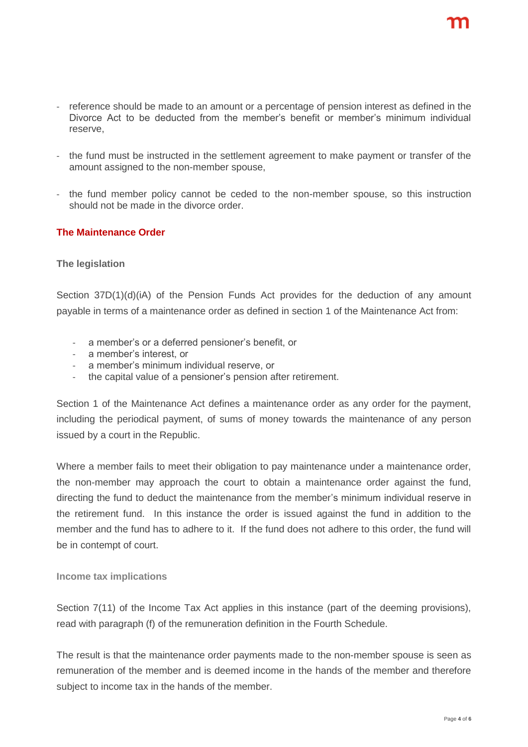- reference should be made to an amount or a percentage of pension interest as defined in the Divorce Act to be deducted from the member's benefit or member's minimum individual reserve,

- the fund must be instructed in the settlement agreement to make payment or transfer of the amount assigned to the non-member spouse,

- the fund member policy cannot be ceded to the non-member spouse, so this instruction should not be made in the divorce order.

## The Maintenance Order

### The legislation

Section 37D(1)(d)(iA) of the Pension Funds Act provides for the deduction of any amount payable in terms of a maintenance order as defined in section 1 of the Maintenance Act from:

- a member's or a deferred pensioner's benefit, or
- a member's interest, or
- a member's minimum individual reserve, or
- the capital value of a pensioner's pension after retirement.

Section 1 of the Maintenance Act defines a maintenance order as any order for the payment, including the periodical payment, of sums of money towards the maintenance of any person issued by a court in the Republic.

Where a member fails to meet their obligation to pay maintenance under a maintenance order, the non-member may approach the court to obtain a maintenance order against the fund, directing the fund to deduct the maintenance from the member's minimum individual reserve in the retirement fund. In this instance the order is issued against the fund in addition to the member and the fund has to adhere to it. If the fund does not adhere to this order, the fund will be in contempt of court.

### Income tax implications

Section 7(11) of the Income Tax Act applies in this instance (part of the deeming provisions), read with paragraph (f) of the remuneration definition in the Fourth Schedule.

The result is that the maintenance order payments made to the non-member spouse is seen as remuneration of the member and is deemed income in the hands of the member and therefore subject to income tax in the hands of the member.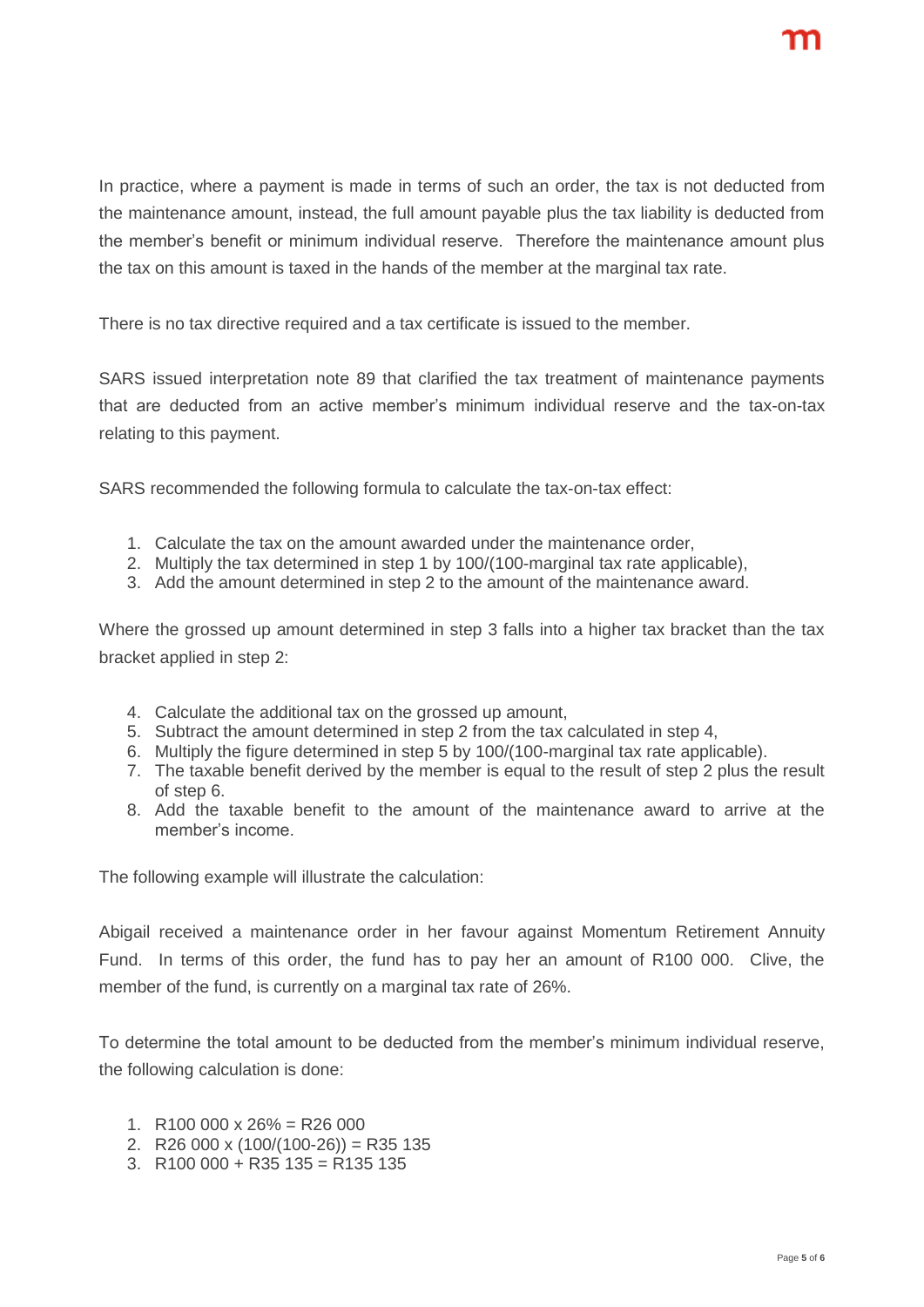In practice, where a payment is made in terms of such an order, the tax is not deducted from the maintenance amount, instead, the full amount payable plus the tax liability is deducted from the member's benefit or minimum individual reserve. Therefore the maintenance amount plus the tax on this amount is taxed in the hands of the member at the marginal tax rate.

There is no tax directive required and a tax certificate is issued to the member.

SARS issued interpretation note 89 that clarified the tax treatment of maintenance payments that are deducted from an active member's minimum individual reserve and the tax-on-tax relating to this payment.

SARS recommended the following formula to calculate the tax-on-tax effect:

1. Calculate the tax on the amount awarded under the maintenance order,
2. Multiply the tax determined in step 1 by 100/(100-marginal tax rate applicable),
3. Add the amount determined in step 2 to the amount of the maintenance award.

Where the grossed up amount determined in step 3 falls into a higher tax bracket than the tax bracket applied in step 2:

4. Calculate the additional tax on the grossed up amount,
5. Subtract the amount determined in step 2 from the tax calculated in step 4,
6. Multiply the figure determined in step 5 by 100/(100-marginal tax rate applicable).
7. The taxable benefit derived by the member is equal to the result of step 2 plus the result of step 6.
8. Add the taxable benefit to the amount of the maintenance award to arrive at the member's income.

The following example will illustrate the calculation:

Abigail received a maintenance order in her favour against Momentum Retirement Annuity Fund. In terms of this order, the fund has to pay her an amount of R100 000. Clive, the member of the fund, is currently on a marginal tax rate of 26%.

To determine the total amount to be deducted from the member's minimum individual reserve, the following calculation is done:

1. R100 000 x 26% = R26 000
2. R26 000 x (100/(100-26)) = R35 135
3. R100 000 + R35 135 = R135 135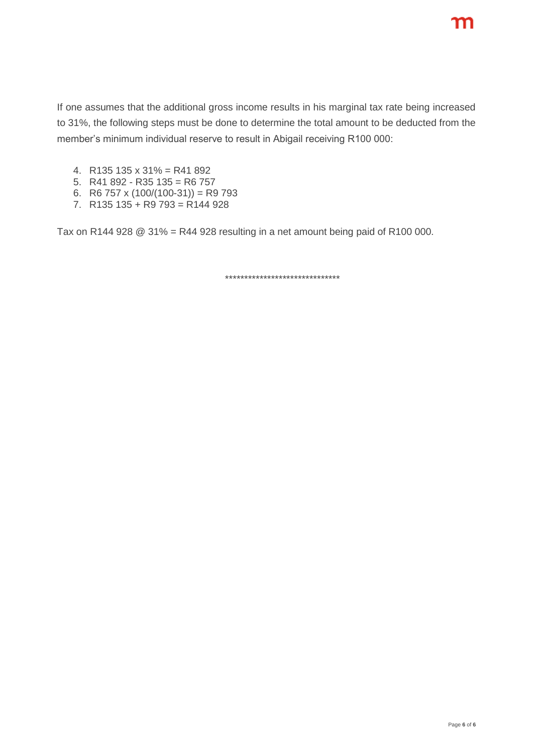If one assumes that the additional gross income results in his marginal tax rate being increased to 31%, the following steps must be done to determine the total amount to be deducted from the member's minimum individual reserve to result in Abigail receiving R100 000:

4. R135 135 x 31% = R41 892
5. R41 892 - R35 135 = R6 757
6. R6 757 x (100/(100-31)) = R9 793
7. R135 135 + R9 793 = R144 928

Tax on R144 928 @ 31% = R44 928 resulting in a net amount being paid of R100 000.

******************************